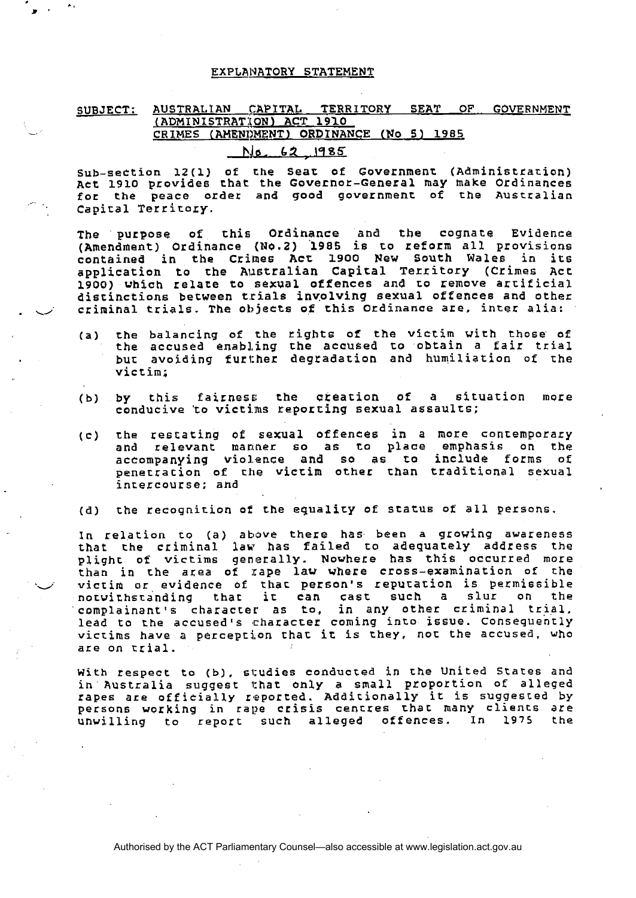# EXPLANATORY STATEMENT

**SUBJECT: AUSTRALIAN CAPITAL TERRITORY SEAT OF GOVERNMENT (ADMINISTRATION) ACT 1910 CRIMES (AMENDMENT) ORDINANCE (No 5) 1985**

**No. 62, 1985**

Sub-section 12(1) of the Seat of Government (Administration) Act 1910 provides that the Governor-General may make Ordinances for the peace order and good government of the Australian Capital Territory.

The purpose of this Ordinance and the cognate Evidence (Amendment) Ordinance (No.2) 1985 is to reform all provisions contained in the Crimes Act 1900 New South Wales in its application to the Australian Capital Territory (Crimes Act 1900) which relate to sexual offences and to remove artificial distinctions between trials involving sexual offences and other criminal trials. The objects of this Ordinance are, inter alia:

(a) the balancing of the rights of the victim with those of the accused enabling the accused to obtain a fair trial but avoiding further degradation and humiliation of the victim;

(b) by this fairness the creation of a situation more conducive to victims reporting sexual assaults;

(c) the restating of sexual offences in a more contemporary and relevant manner so as to place emphasis on the accompanying violence and so as to include forms of penetration of the victim other than traditional sexual intercourse; and

(d) the recognition of the equality of status of all persons.

In relation to (a) above there has been a growing awareness that the criminal law has failed to adequately address the plight of victims generally. Nowhere has this occurred more than in the area of rape law where cross-examination of the victim or evidence of that person's reputation is permissible notwithstanding that it can cast such a slur on the complainant's character as to, in any other criminal trial, lead to the accused's character coming into issue. Consequently victims have a perception that it is they, not the accused, who are on trial.

With respect to (b), studies conducted in the United States and in Australia suggest that only a small proportion of alleged rapes are officially reported. Additionally it is suggested by persons working in rape crisis centres that many clients are unwilling to report such alleged offences. In 1975 the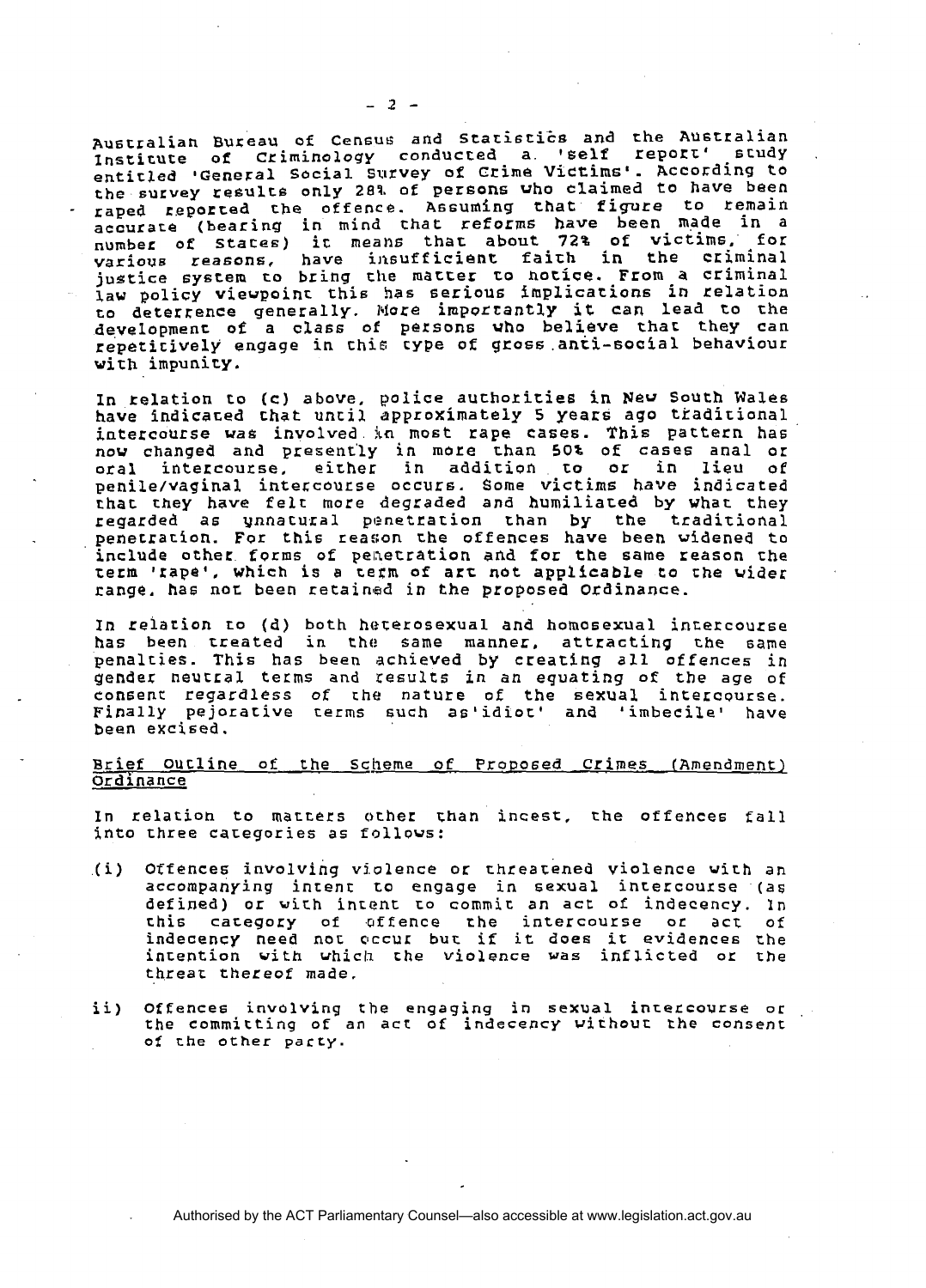Australian Bureau of Census and Statistics and the Australian Institute of Criminology conducted a 'self report' study entitled 'General Social Survey of Crime Victims'. According to the survey results only 28% of persons who claimed to have been raped reported the offence. Assuming that figure to remain accurate (bearing in mind that reforms have been made in a number of States) it means that about 72% of victims, for various reasons, have insufficient faith in the criminal justice system to bring the matter to notice. From a criminal law policy viewpoint this has serious implications in relation to deterrence generally. More importantly it can lead to the development of a class of persons who believe that they can repetitively engage in this type of gross anti-social behaviour with impunity.

In relation to (c) above, police authorities in New South Wales have indicated that until approximately 5 years ago traditional intercourse was involved in most rape cases. This pattern has now changed and presently in more than 50% of cases anal or oral intercourse, either in addition to or in lieu of penile/vaginal intercourse occurs. Some victims have indicated that they have felt more degraded and humiliated by what they regarded as unnatural penetration than by the traditional penetration. For this reason the offences have been widened to include other forms of penetration and for the same reason the term 'rape', which is a term of art not applicable to the wider range, has not been retained in the proposed Ordinance.

In relation to (d) both heterosexual and homosexual intercourse has been treated in the same manner, attracting the same penalties. This has been achieved by creating all offences in gender neutral terms and results in an equating of the age of consent regardless of the nature of the sexual intercourse. Finally pejorative terms such as 'idiot' and 'imbecile' have been excised.

## Brief Outline of the Scheme of Proposed Crimes (Amendment) Ordinance

In relation to matters other than incest, the offences fall into three categories as follows:

(i) Offences involving violence or threatened violence with an accompanying intent to engage in sexual intercourse (as defined) or with intent to commit an act of indecency. In this category of offence the intercourse or act of indecency need not occur but if it does it evidences the intention with which the violence was inflicted or the threat thereof made.

ii) Offences involving the engaging in sexual intercourse or the committing of an act of indecency without the consent of the other party.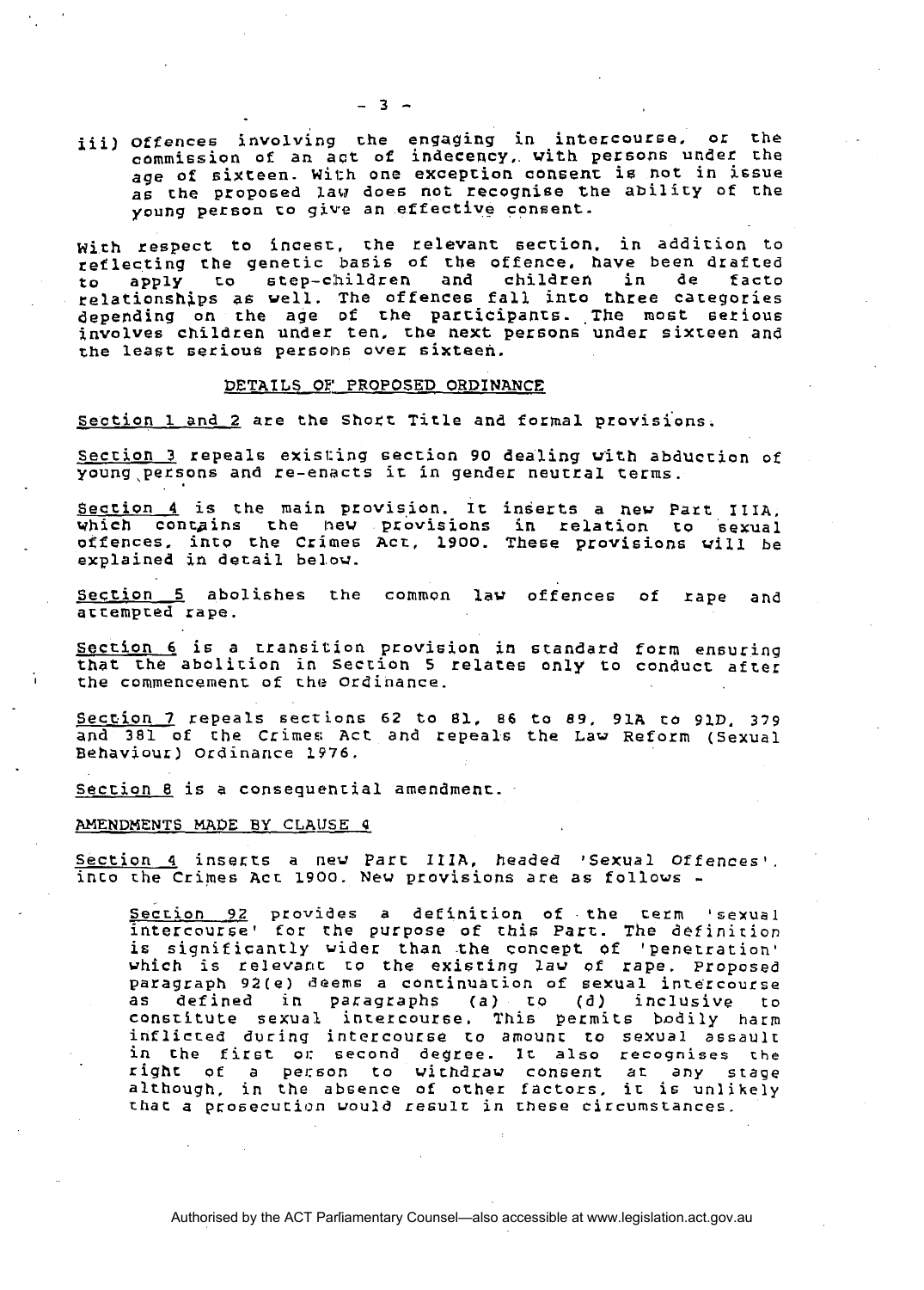iii) Offences involving the engaging in intercourse, or the commission of an act of indecency, with persons under the age of sixteen. With one exception consent is not in issue as the proposed law does not recognise the ability of the young person to give an effective consent.

With respect to incest, the relevant section, in addition to reflecting the genetic basis of the offence, have been drafted to apply to step-children and children in de facto relationships as well. The offences fall into three categories depending on the age of the participants. The most serious involves children under ten, the next persons under sixteen and the least serious persons over sixteen.

## DETAILS OF PROPOSED ORDINANCE

Section 1 and 2 are the Short Title and formal provisions.

Section 3 repeals existing section 90 dealing with abduction of young persons and re-enacts it in gender neutral terms.

Section 4 is the main provision. It inserts a new Part IIIA, which contains the new provisions in relation to sexual offences, into the Crimes Act, 1900. These provisions will be explained in detail below.

Section 5 abolishes the common law offences of rape and attempted rape.

Section 6 is a transition provision in standard form ensuring that the abolition in Section 5 relates only to conduct after the commencement of the Ordinance.

Section 7 repeals sections 62 to 81, 86 to 89, 91A to 91D, 379 and 381 of the Crimes Act and repeals the Law Reform (Sexual Behaviour) Ordinance 1976.

Section 8 is a consequential amendment.

## AMENDMENTS MADE BY CLAUSE 4

Section 4 inserts a new Part IIIA, headed 'Sexual Offences', into the Crimes Act 1900. New provisions are as follows -

> Section 92 provides a definition of the term 'sexual intercourse' for the purpose of this Part. The definition is significantly wider than the concept of 'penetration' which is relevant to the existing law of rape. Proposed paragraph 92(e) deems a continuation of sexual intercourse as defined in paragraphs (a) to (d) inclusive to constitute sexual intercourse. This permits bodily harm inflicted during intercourse to amount to sexual assault in the first or second degree. It also recognises the right of a person to withdraw consent at any stage although, in the absence of other factors, it is unlikely that a prosecution would result in these circumstances.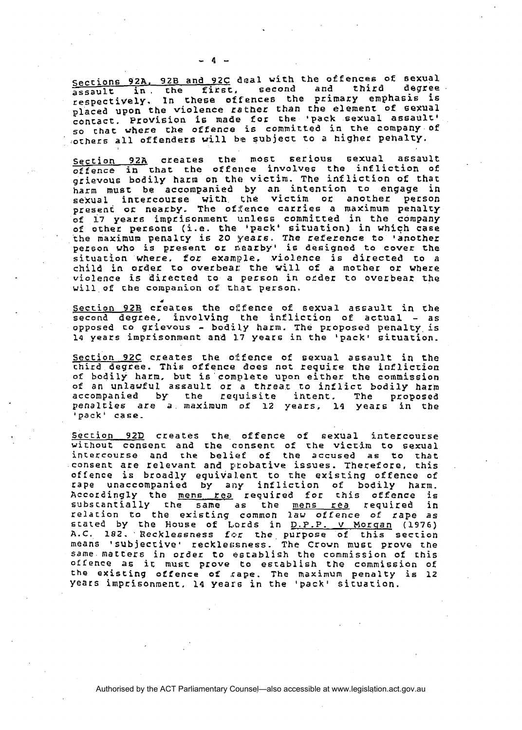Sections 92A, 92B and 92C deal with the offences of sexual assault in the first, second and third degree respectively. In these offences the primary emphasis is placed upon the violence rather than the element of sexual contact. Provision is made for the 'pack sexual assault' so that where the offence is committed in the company of others all offenders will be subject to a higher penalty.

Section 92A creates the most serious sexual assault offence in that the offence involves the infliction of grievous bodily harm on the victim. The infliction of that harm must be accompanied by an intention to engage in sexual intercourse with the victim or another person present or nearby. The offence carries a maximum penalty of 17 years imprisonment unless committed in the company of other persons (i.e. the 'pack' situation) in which case the maximum penalty is 20 years. The reference to 'another person who is present or nearby' is designed to cover the situation where, for example, violence is directed to a child in order to overbear the will of a mother or where violence is directed to a person in order to overbear the will of the companion of that person.

Section 92B creates the offence of sexual assault in the second degree, involving the infliction of actual - as opposed to grievous - bodily harm. The proposed penalty is 14 years imprisonment and 17 years in the 'pack' situation.

Section 92C creates the offence of sexual assault in the third degree. This offence does not require the infliction of bodily harm, but is complete upon either the commission of an unlawful assault or a threat to inflict bodily harm accompanied by the requisite intent. The proposed penalties are a maximum of 12 years, 14 years in the 'pack' case.

Section 92D creates the offence of sexual intercourse without consent and the consent of the victim to sexual intercourse and the belief of the accused as to that consent are relevant and probative issues. Therefore, this offence is broadly equivalent to the existing offence of rape unaccompanied by any infliction of bodily harm. Accordingly the _mens rea_ required for this offence is substantially the same as the _mens rea_ required in relation to the existing common law offence of rape as stated by the House of Lords in _D.P.P. v Morgan_ (1976) A.C. 182. Recklessness for the purpose of this section means 'subjective' recklessness. The Crown must prove the same matters in order to establish the commission of this offence as it must prove to establish the commission of the existing offence of rape. The maximum penalty is 12 years imprisonment, 14 years in the 'pack' situation.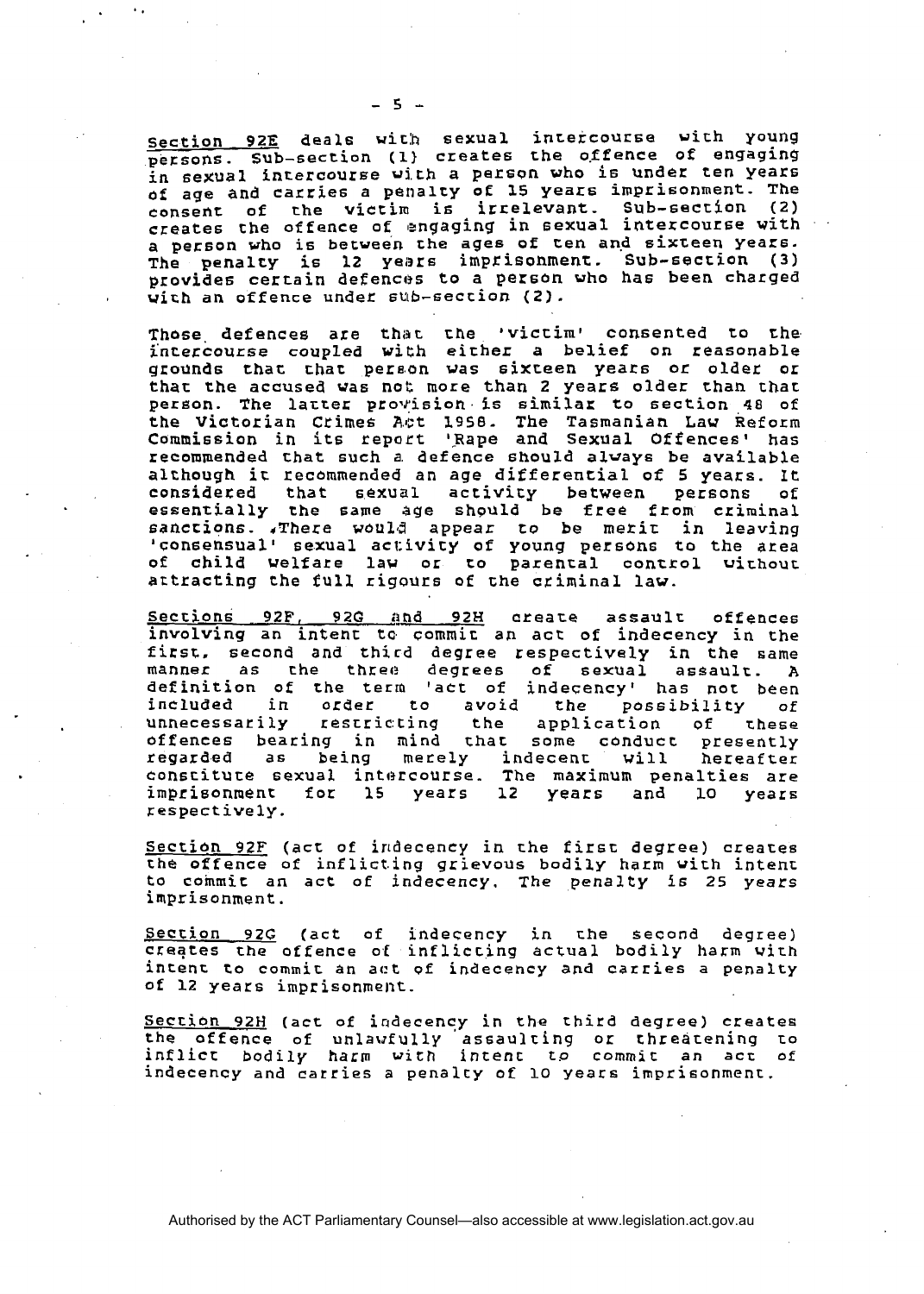Section 92E deals with sexual intercourse with young persons. Sub-section (1) creates the offence of engaging in sexual intercourse with a person who is under ten years of age and carries a penalty of 15 years imprisonment. The consent of the victim is irrelevant. Sub-section (2) creates the offence of engaging in sexual intercourse with a person who is between the ages of ten and sixteen years. The penalty is 12 years imprisonment. Sub-section (3) provides certain defences to a person who has been charged with an offence under sub-section (2).

Those defences are that the 'victim' consented to the intercourse coupled with either a belief on reasonable grounds that that person was sixteen years or older or that the accused was not more than 2 years older than that person. The latter provision is similar to section 48 of the Victorian Crimes Act 1958. The Tasmanian Law Reform Commission in its report 'Rape and Sexual Offences' has recommended that such a defence should always be available although it recommended an age differential of 5 years. It considered that sexual activity between persons of essentially the same age should be free from criminal sanctions. There would appear to be merit in leaving 'consensual' sexual activity of young persons to the area of child welfare law or to parental control without attracting the full rigours of the criminal law.

Sections 92F, 92G and 92H create assault offences involving an intent to commit an act of indecency in the first, second and third degree respectively in the same manner as the three degrees of sexual assault. A definition of the term 'act of indecency' has not been included in order to avoid the possibility of unnecessarily restricting the application of these offences bearing in mind that some conduct presently regarded as being merely indecent will hereafter constitute sexual intercourse. The maximum penalties are imprisonment for 15 years 12 years and 10 years respectively.

Section 92F (act of indecency in the first degree) creates the offence of inflicting grievous bodily harm with intent to commit an act of indecency. The penalty is 25 years imprisonment.

Section 92G (act of indecency in the second degree) creates the offence of inflicting actual bodily harm with intent to commit an act of indecency and carries a penalty of 12 years imprisonment.

Section 92H (act of indecency in the third degree) creates the offence of unlawfully assaulting or threatening to inflict bodily harm with intent to commit an act of indecency and carries a penalty of 10 years imprisonment.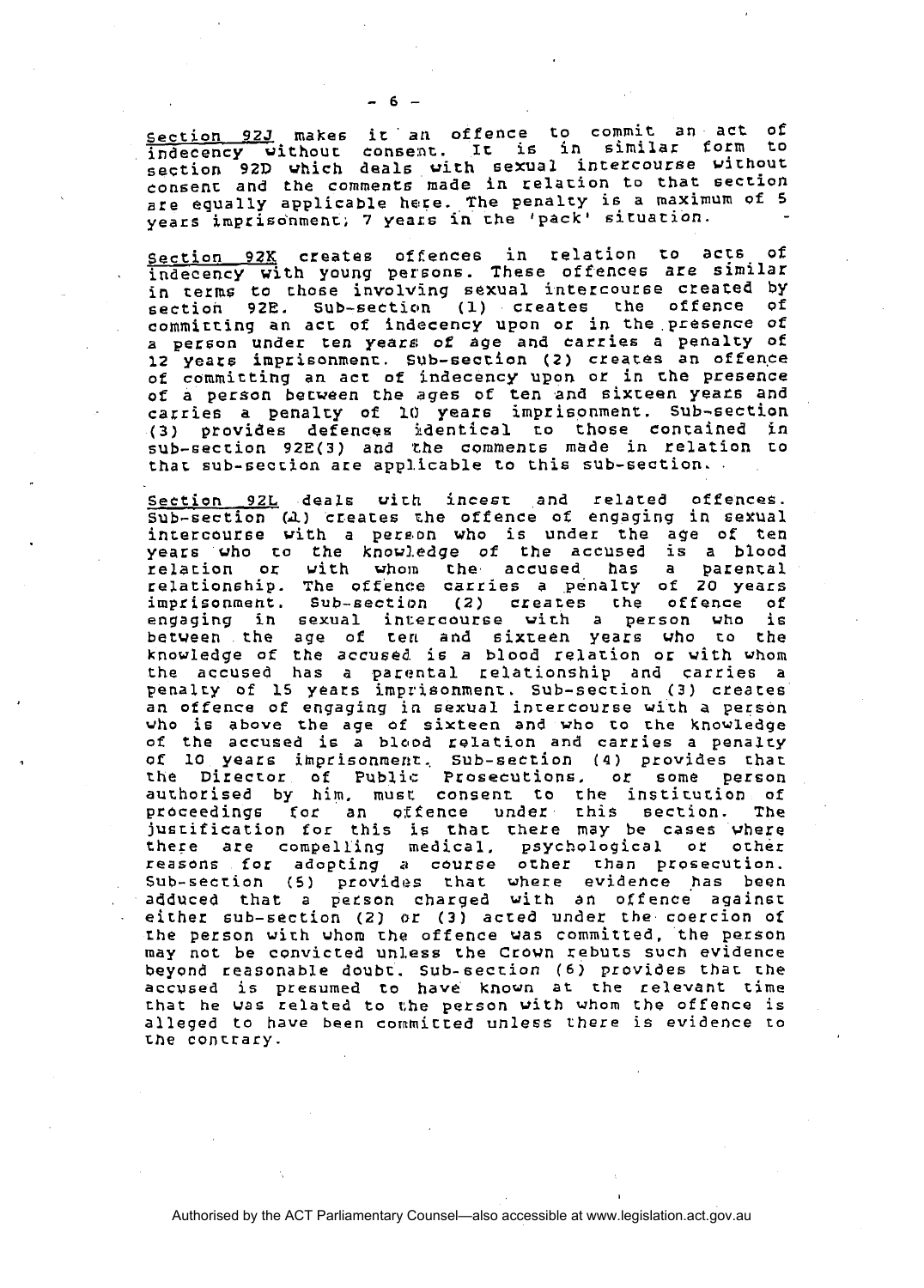Section 92J makes it an offence to commit an act of indecency without consent. It is in similar form to section 92D which deals with sexual intercourse without consent and the comments made in relation to that section are equally applicable here. The penalty is a maximum of 5 years imprisonment; 7 years in the 'pack' situation.

Section 92K creates offences in relation to acts of indecency with young persons. These offences are similar in terms to those involving sexual intercourse created by section 92E. Sub-section (1) creates the offence of committing an act of indecency upon or in the presence of a person under ten years of age and carries a penalty of 12 years imprisonment. Sub-section (2) creates an offence of committing an act of indecency upon or in the presence of a person between the ages of ten and sixteen years and carries a penalty of 10 years imprisonment. Sub-section (3) provides defences identical to those contained in sub-section 92E(3) and the comments made in relation to that sub-section are applicable to this sub-section.

Section 92L deals with incest and related offences. Sub-section (1) creates the offence of engaging in sexual intercourse with a person who is under the age of ten years who to the knowledge of the accused is a blood relation or with whom the accused has a parental relationship. The offence carries a penalty of 20 years imprisonment. Sub-section (2) creates the offence of engaging in sexual intercourse with a person who is between the age of ten and sixteen years who to the knowledge of the accused is a blood relation or with whom the accused has a parental relationship and carries a penalty of 15 years imprisonment. Sub-section (3) creates an offence of engaging in sexual intercourse with a person who is above the age of sixteen and who to the knowledge of the accused is a blood relation and carries a penalty of 10 years imprisonment. Sub-section (4) provides that the Director of Public Prosecutions, or some person authorised by him, must consent to the institution of proceedings for an offence under this section. The justification for this is that there may be cases where there are compelling medical, psychological or other reasons for adopting a course other than prosecution. Sub-section (5) provides that where evidence has been adduced that a person charged with an offence against either sub-section (2) or (3) acted under the coercion of the person with whom the offence was committed, the person may not be convicted unless the Crown rebuts such evidence beyond reasonable doubt. Sub-section (6) provides that the accused is presumed to have known at the relevant time that he was related to the person with whom the offence is alleged to have been committed unless there is evidence to the contrary.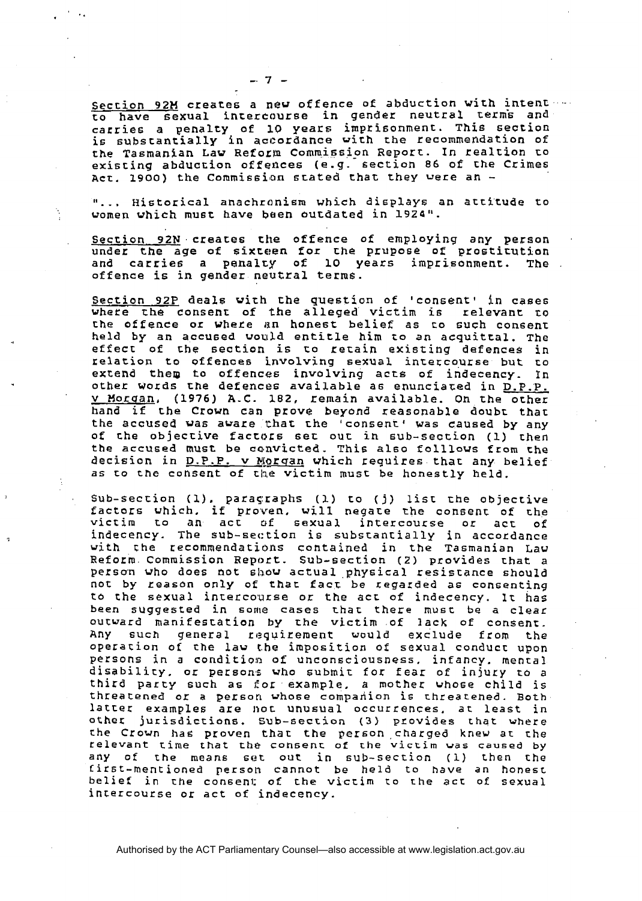Section 92M creates a new offence of abduction with intent to have sexual intercourse in gender neutral terms and carries a penalty of 10 years imprisonment. This section is substantially in accordance with the recommendation of the Tasmanian Law Reform Commission Report. In realtion to existing abduction offences (e.g. section 86 of the Crimes Act. 1900) the Commission stated that they were an -

"... Historical anachronism which displays an attitude to women which must have been outdated in 1924".

Section 92N creates the offence of employing any person under the age of sixteen for the prupose of prostitution and carries a penalty of 10 years imprisonment. The offence is in gender neutral terms.

Section 92P deals with the question of 'consent' in cases where the consent of the alleged victim is relevant to the offence or where an honest belief as to such consent held by an accused would entitle him to an acquittal. The effect of the section is to retain existing defences in relation to offences involving sexual intercourse but to extend them to offences involving acts of indecency. In other words the defences available as enunciated in D.P.P. v Morgan, (1976) A.C. 182, remain available. On the other hand if the Crown can prove beyond reasonable doubt that the accused was aware that the 'consent' was caused by any of the objective factors set out in sub-section (1) then the accused must be convicted. This also folllows from the decision in D.P.P. v Morgan which requires that any belief as to the consent of the victim must be honestly held.

Sub-section (1), paragraphs (1) to (j) list the objective factors which, if proven, will negate the consent of the victim to an act of sexual intercourse or act of indecency. The sub-section is substantially in accordance with the recommendations contained in the Tasmanian Law Reform Commission Report. Sub-section (2) provides that a person who does not show actual physical resistance should not by reason only of that fact be regarded as consenting to the sexual intercourse or the act of indecency. It has been suggested in some cases that there must be a clear outward manifestation by the victim of lack of consent. Any such general requirement would exclude from the operation of the law the imposition of sexual conduct upon persons in a condition of unconsciousness, infancy, mental disability, or persons who submit for fear of injury to a third party such as for example, a mother whose child is threatened or a person whose companion is threatened. Both latter examples are not unusual occurrences, at least in other jurisdictions. Sub-section (3) provides that where the Crown has proven that the person charged knew at the relevant time that the consent of the victim was caused by any of the means set out in sub-section (1) then the first-mentioned person cannot be held to have an honest belief in the consent of the victim to the act of sexual intercourse or act of indecency.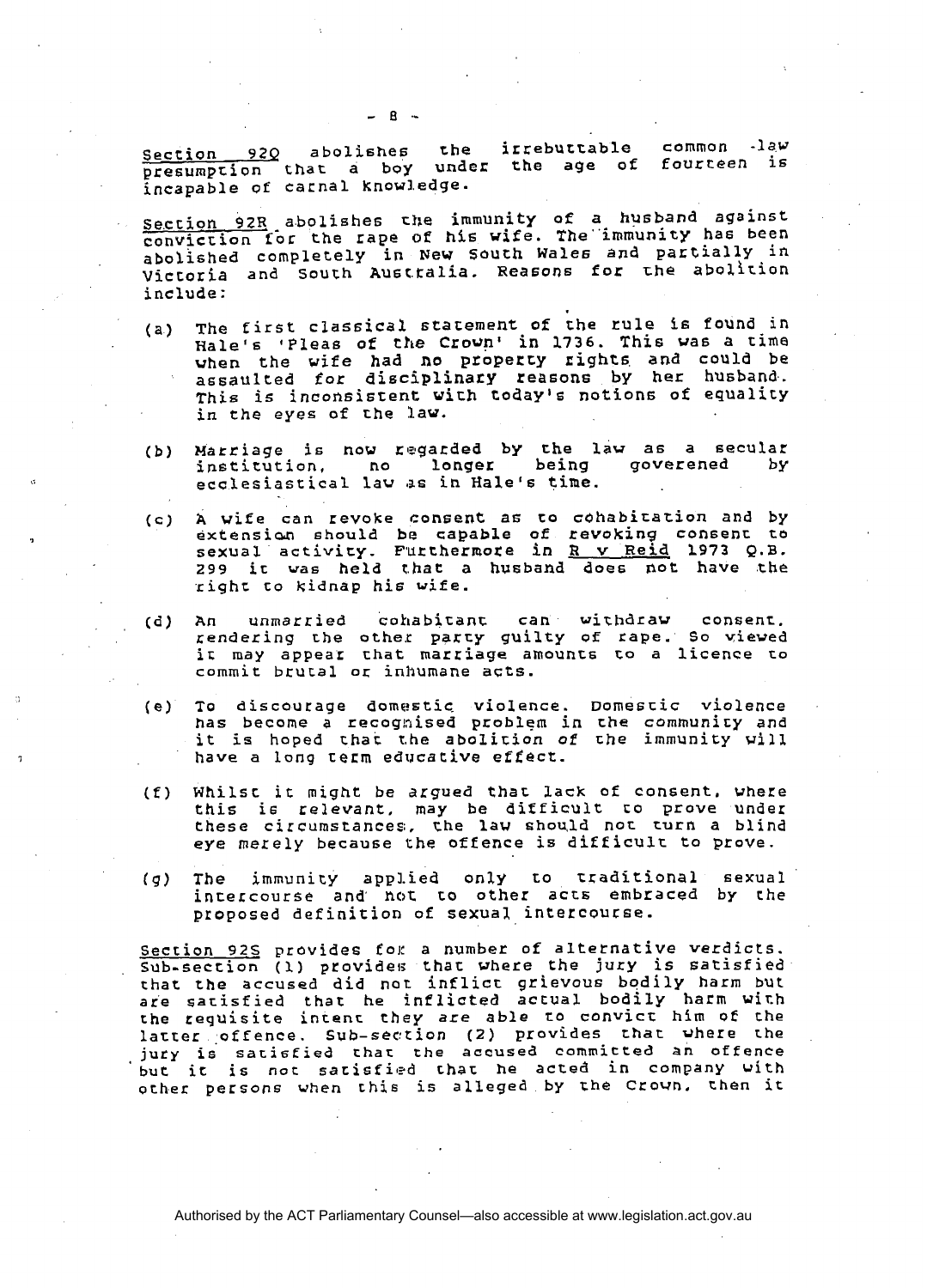Section 92Q abolishes the irrebuttable common -law presumption that a boy under the age of fourteen is incapable of carnal knowledge.

Section 92R abolishes the immunity of a husband against conviction for the rape of his wife. The immunity has been abolished completely in New South Wales and partially in Victoria and South Australia. Reasons for the abolition include:

(a) The first classical statement of the rule is found in Hale's 'Pleas of the Crown' in 1736. This was a time when the wife had no property rights and could be assaulted for disciplinary reasons by her husband. This is inconsistent with today's notions of equality in the eyes of the law.

(b) Marriage is now regarded by the law as a secular institution, no longer being goverened by ecclesiastical law as in Hale's time.

(c) A wife can revoke consent as to cohabitation and by extension should be capable of revoking consent to sexual activity. Furthermore in R v Reid 1973 Q.B. 299 it was held that a husband does not have the right to kidnap his wife.

(d) An unmarried cohabitant can withdraw consent, rendering the other party guilty of rape. So viewed it may appear that marriage amounts to a licence to commit brutal or inhumane acts.

(e) To discourage domestic violence. Domestic violence has become a recognised problem in the community and it is hoped that the abolition of the immunity will have a long term educative effect.

(f) Whilst it might be argued that lack of consent, where this is relevant, may be difficult to prove under these circumstances, the law should not turn a blind eye merely because the offence is difficult to prove.

(g) The immunity applied only to traditional sexual intercourse and not to other acts embraced by the proposed definition of sexual intercourse.

Section 92S provides for a number of alternative verdicts. Sub-section (1) provides that where the jury is satisfied that the accused did not inflict grievous bodily harm but are satisfied that he inflicted actual bodily harm with the requisite intent they are able to convict him of the latter offence. Sub-section (2) provides that where the jury is satisfied that the accused committed an offence but it is not satisfied that he acted in company with other persons when this is alleged by the Crown, then it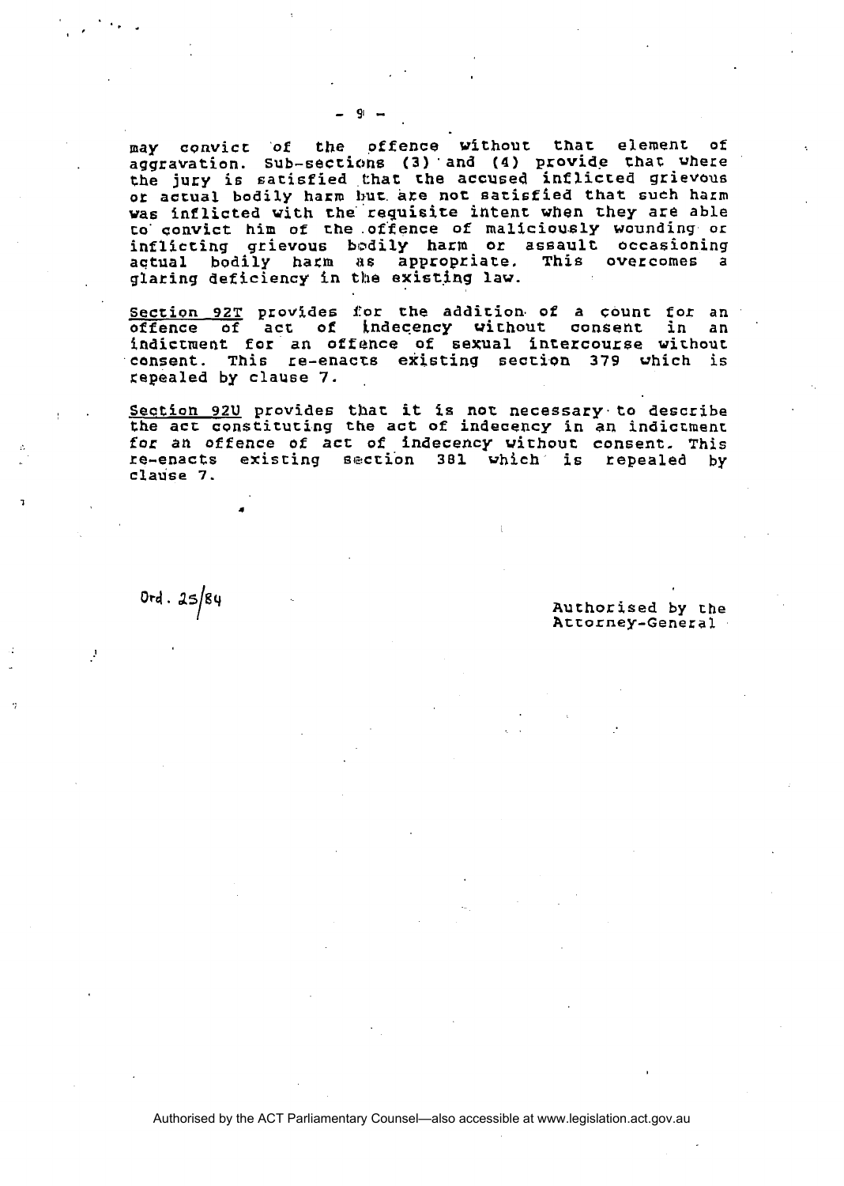may convict of the offence without that element of aggravation. Sub-sections (3) and (4) provide that where the jury is satisfied that the accused inflicted grievous or actual bodily harm but are not satisfied that such harm was inflicted with the requisite intent when they are able to convict him of the offence of maliciously wounding or inflicting grievous bodily harm or assault occasioning actual bodily harm as appropriate. This overcomes a glaring deficiency in the existing law.

Section 92T provides for the addition of a count for an offence of act of indecency without consent in an indictment for an offence of sexual intercourse without consent. This re-enacts existing section 379 which is repealed by clause 7.

Section 92U provides that it is not necessary to describe the act constituting the act of indecency in an indictment for an offence of act of indecency without consent. This re-enacts existing section 381 which is repealed by clause 7.

Ord. 25/84

Authorised by the Attorney-General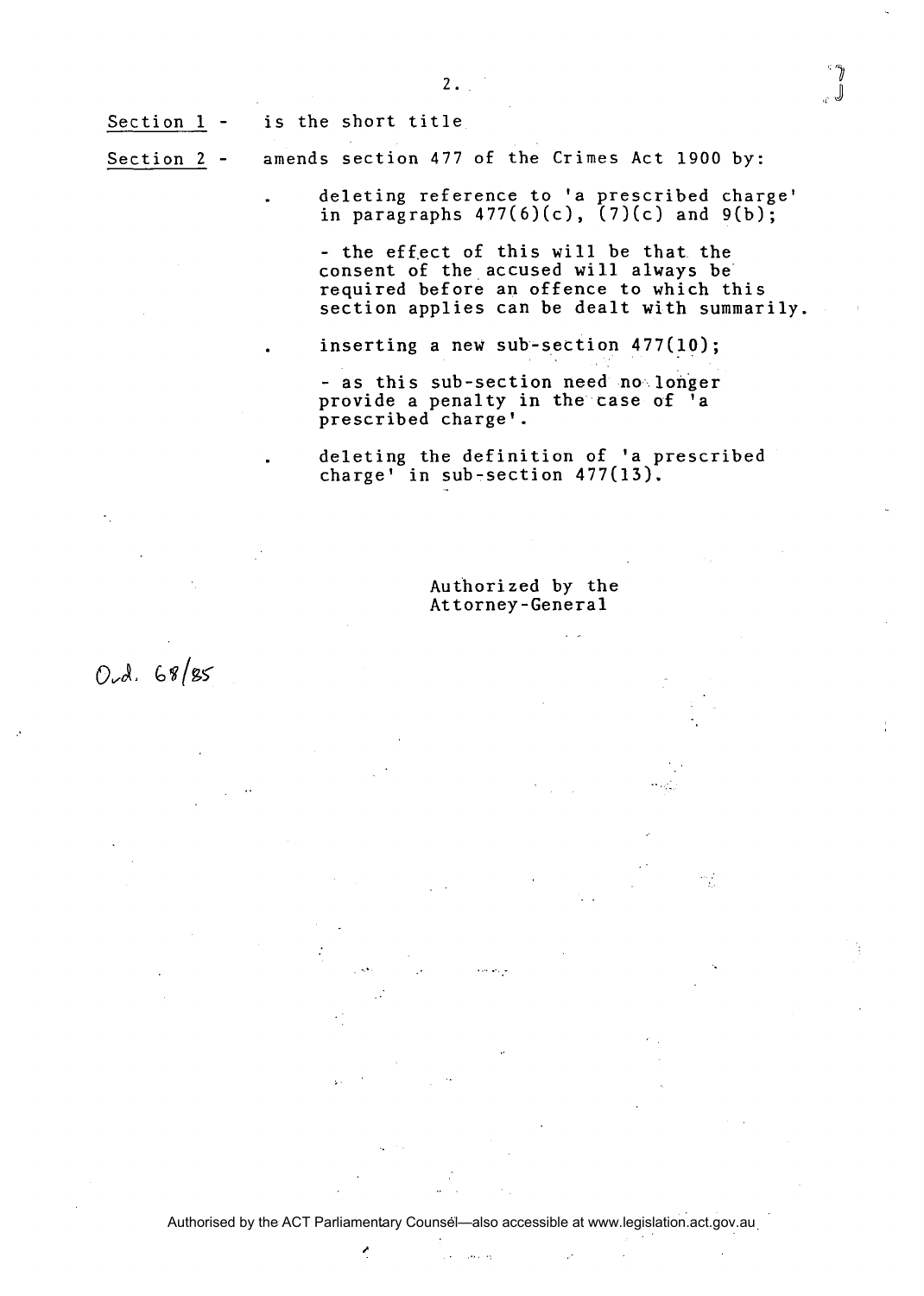<u>Section 1</u> - is the short title

<u>Section 2</u> - amends section 477 of the Crimes Act 1900 by:

- deleting reference to 'a prescribed charge' in paragraphs 477(6)(c), (7)(c) and 9(b);

  - the effect of this will be that the consent of the accused will always be required before an offence to which this section applies can be dealt with summarily.

- inserting a new sub-section 477(10);

  - as this sub-section need no longer provide a penalty in the case of 'a prescribed charge'.

- deleting the definition of 'a prescribed charge' in sub-section 477(13).

Authorized by the Attorney-General

Ord. 68/85

Authorised by the ACT Parliamentary Counsel—also accessible at www.legislation.act.gov.au